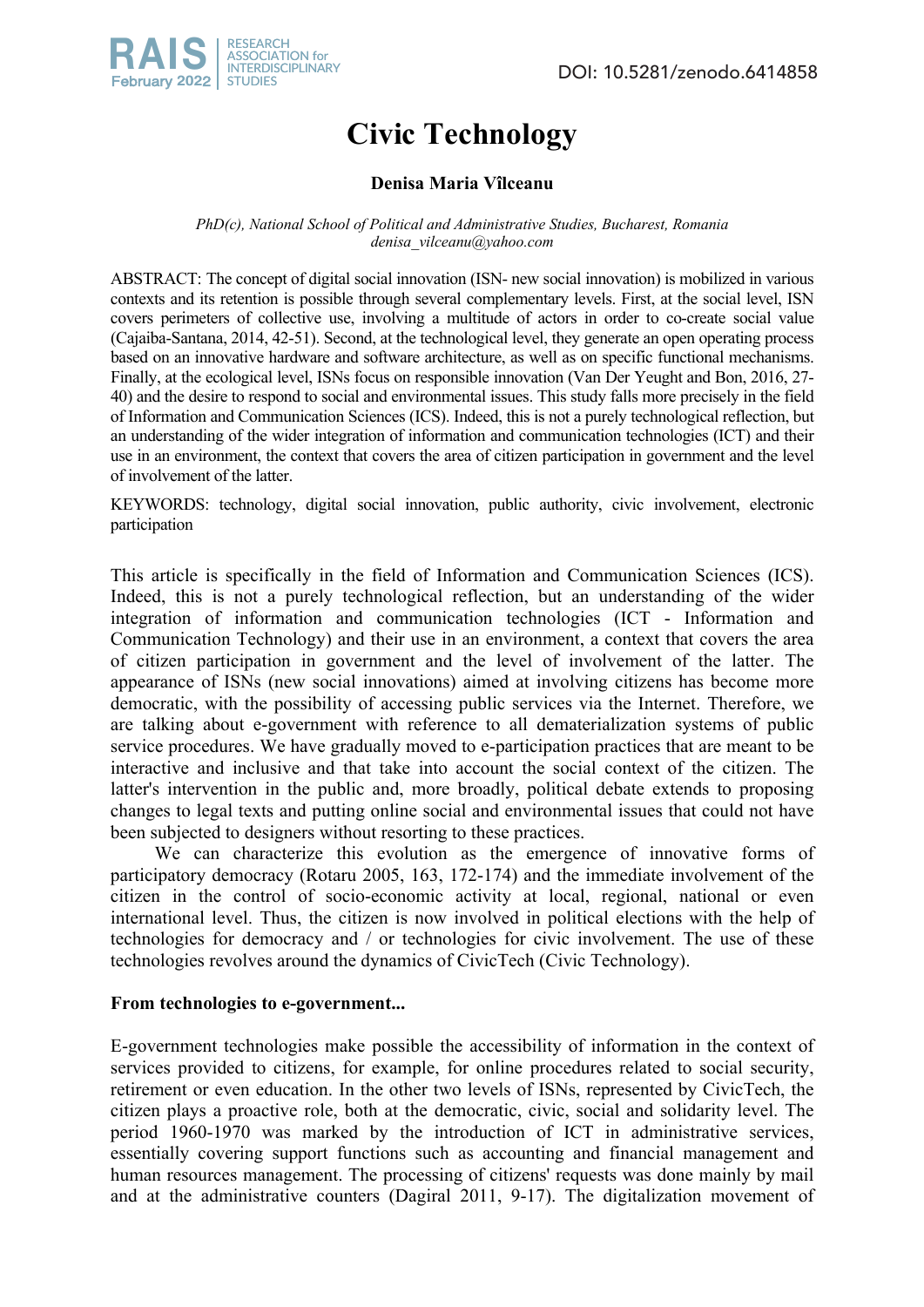# Civic Technology

**Denisa Maria Vîlceanu**

*PhD(c), National School of Political and Administrative Studies, Bucharest, Romania*
*denisa_vilceanu@yahoo.com*

ABSTRACT: The concept of digital social innovation (ISN- new social innovation) is mobilized in various contexts and its retention is possible through several complementary levels. First, at the social level, ISN covers perimeters of collective use, involving a multitude of actors in order to co-create social value (Cajaiba-Santana, 2014, 42-51). Second, at the technological level, they generate an open operating process based on an innovative hardware and software architecture, as well as on specific functional mechanisms. Finally, at the ecological level, ISNs focus on responsible innovation (Van Der Yeught and Bon, 2016, 27-40) and the desire to respond to social and environmental issues. This study falls more precisely in the field of Information and Communication Sciences (ICS). Indeed, this is not a purely technological reflection, but an understanding of the wider integration of information and communication technologies (ICT) and their use in an environment, the context that covers the area of citizen participation in government and the level of involvement of the latter.

KEYWORDS: technology, digital social innovation, public authority, civic involvement, electronic participation

This article is specifically in the field of Information and Communication Sciences (ICS). Indeed, this is not a purely technological reflection, but an understanding of the wider integration of information and communication technologies (ICT - Information and Communication Technology) and their use in an environment, a context that covers the area of citizen participation in government and the level of involvement of the latter. The appearance of ISNs (new social innovations) aimed at involving citizens has become more democratic, with the possibility of accessing public services via the Internet. Therefore, we are talking about e-government with reference to all dematerialization systems of public service procedures. We have gradually moved to e-participation practices that are meant to be interactive and inclusive and that take into account the social context of the citizen. The latter's intervention in the public and, more broadly, political debate extends to proposing changes to legal texts and putting online social and environmental issues that could not have been subjected to designers without resorting to these practices.

We can characterize this evolution as the emergence of innovative forms of participatory democracy (Rotaru 2005, 163, 172-174) and the immediate involvement of the citizen in the control of socio-economic activity at local, regional, national or even international level. Thus, the citizen is now involved in political elections with the help of technologies for democracy and / or technologies for civic involvement. The use of these technologies revolves around the dynamics of CivicTech (Civic Technology).

**From technologies to e-government...**

E-government technologies make possible the accessibility of information in the context of services provided to citizens, for example, for online procedures related to social security, retirement or even education. In the other two levels of ISNs, represented by CivicTech, the citizen plays a proactive role, both at the democratic, civic, social and solidarity level. The period 1960-1970 was marked by the introduction of ICT in administrative services, essentially covering support functions such as accounting and financial management and human resources management. The processing of citizens' requests was done mainly by mail and at the administrative counters (Dagiral 2011, 9-17). The digitalization movement of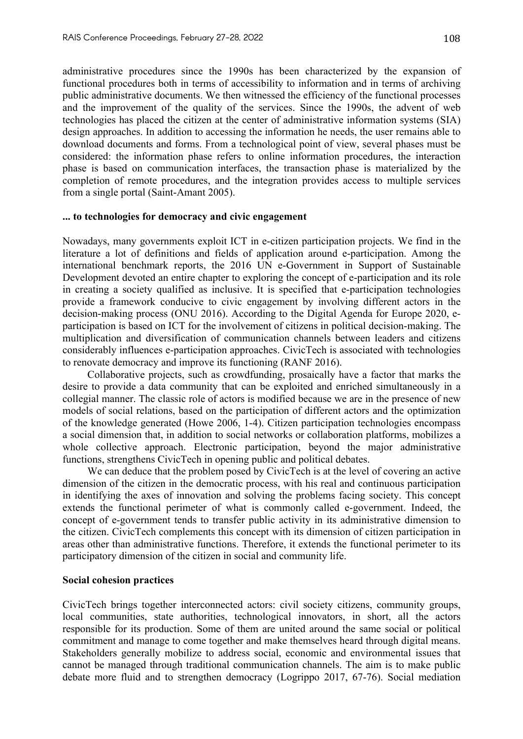administrative procedures since the 1990s has been characterized by the expansion of functional procedures both in terms of accessibility to information and in terms of archiving public administrative documents. We then witnessed the efficiency of the functional processes and the improvement of the quality of the services. Since the 1990s, the advent of web technologies has placed the citizen at the center of administrative information systems (SIA) design approaches. In addition to accessing the information he needs, the user remains able to download documents and forms. From a technological point of view, several phases must be considered: the information phase refers to online information procedures, the interaction phase is based on communication interfaces, the transaction phase is materialized by the completion of remote procedures, and the integration provides access to multiple services from a single portal (Saint-Amant 2005).

### ... to technologies for democracy and civic engagement

Nowadays, many governments exploit ICT in e-citizen participation projects. We find in the literature a lot of definitions and fields of application around e-participation. Among the international benchmark reports, the 2016 UN e-Government in Support of Sustainable Development devoted an entire chapter to exploring the concept of e-participation and its role in creating a society qualified as inclusive. It is specified that e-participation technologies provide a framework conducive to civic engagement by involving different actors in the decision-making process (ONU 2016). According to the Digital Agenda for Europe 2020, e-participation is based on ICT for the involvement of citizens in political decision-making. The multiplication and diversification of communication channels between leaders and citizens considerably influences e-participation approaches. CivicTech is associated with technologies to renovate democracy and improve its functioning (RANF 2016).

Collaborative projects, such as crowdfunding, prosaically have a factor that marks the desire to provide a data community that can be exploited and enriched simultaneously in a collegial manner. The classic role of actors is modified because we are in the presence of new models of social relations, based on the participation of different actors and the optimization of the knowledge generated (Howe 2006, 1-4). Citizen participation technologies encompass a social dimension that, in addition to social networks or collaboration platforms, mobilizes a whole collective approach. Electronic participation, beyond the major administrative functions, strengthens CivicTech in opening public and political debates.

We can deduce that the problem posed by CivicTech is at the level of covering an active dimension of the citizen in the democratic process, with his real and continuous participation in identifying the axes of innovation and solving the problems facing society. This concept extends the functional perimeter of what is commonly called e-government. Indeed, the concept of e-government tends to transfer public activity in its administrative dimension to the citizen. CivicTech complements this concept with its dimension of citizen participation in areas other than administrative functions. Therefore, it extends the functional perimeter to its participatory dimension of the citizen in social and community life.

### Social cohesion practices

CivicTech brings together interconnected actors: civil society citizens, community groups, local communities, state authorities, technological innovators, in short, all the actors responsible for its production. Some of them are united around the same social or political commitment and manage to come together and make themselves heard through digital means. Stakeholders generally mobilize to address social, economic and environmental issues that cannot be managed through traditional communication channels. The aim is to make public debate more fluid and to strengthen democracy (Logrippo 2017, 67-76). Social mediation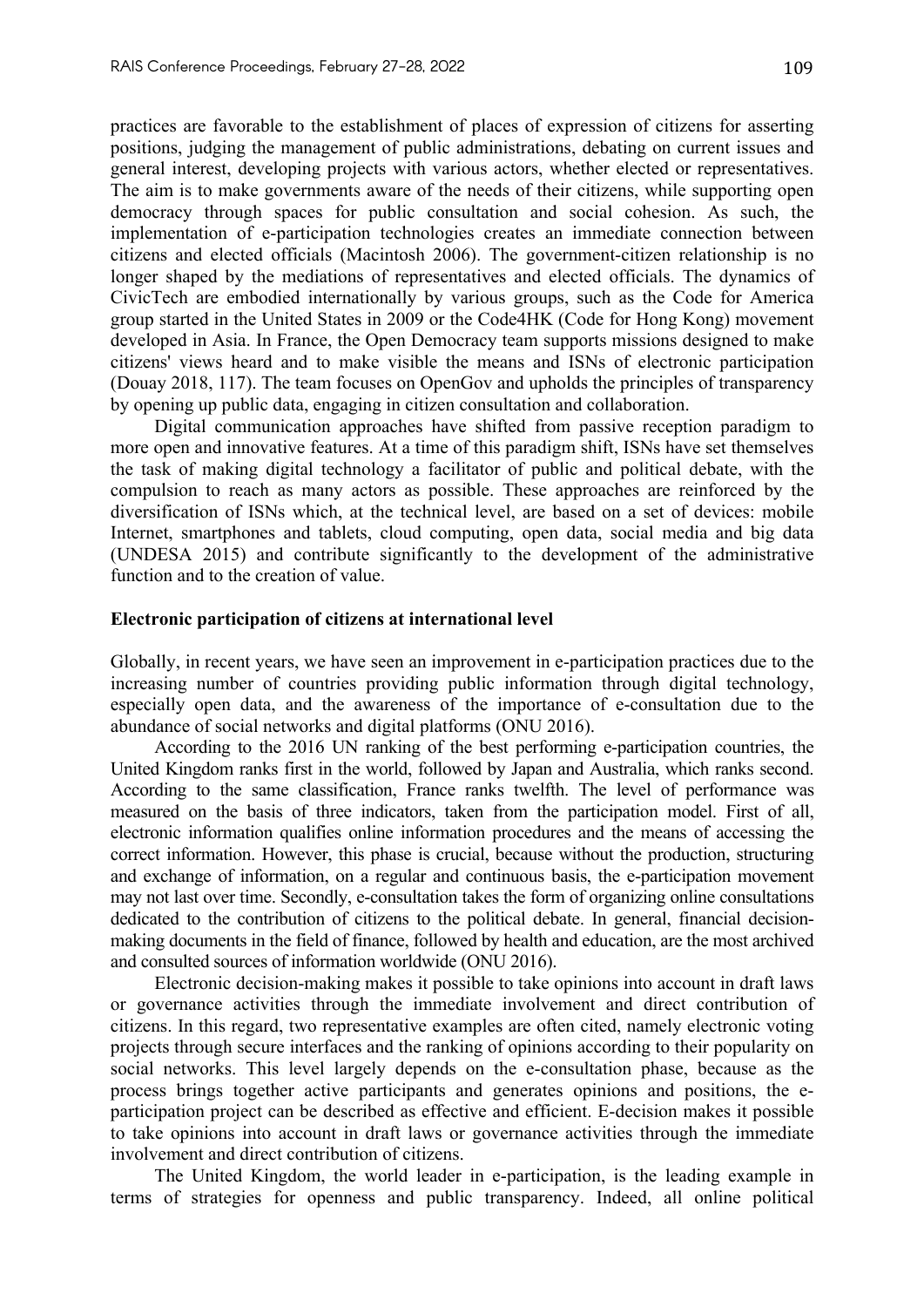practices are favorable to the establishment of places of expression of citizens for asserting positions, judging the management of public administrations, debating on current issues and general interest, developing projects with various actors, whether elected or representatives. The aim is to make governments aware of the needs of their citizens, while supporting open democracy through spaces for public consultation and social cohesion. As such, the implementation of e-participation technologies creates an immediate connection between citizens and elected officials (Macintosh 2006). The government-citizen relationship is no longer shaped by the mediations of representatives and elected officials. The dynamics of CivicTech are embodied internationally by various groups, such as the Code for America group started in the United States in 2009 or the Code4HK (Code for Hong Kong) movement developed in Asia. In France, the Open Democracy team supports missions designed to make citizens' views heard and to make visible the means and ISNs of electronic participation (Douay 2018, 117). The team focuses on OpenGov and upholds the principles of transparency by opening up public data, engaging in citizen consultation and collaboration.

Digital communication approaches have shifted from passive reception paradigm to more open and innovative features. At a time of this paradigm shift, ISNs have set themselves the task of making digital technology a facilitator of public and political debate, with the compulsion to reach as many actors as possible. These approaches are reinforced by the diversification of ISNs which, at the technical level, are based on a set of devices: mobile Internet, smartphones and tablets, cloud computing, open data, social media and big data (UNDESA 2015) and contribute significantly to the development of the administrative function and to the creation of value.

**Electronic participation of citizens at international level**

Globally, in recent years, we have seen an improvement in e-participation practices due to the increasing number of countries providing public information through digital technology, especially open data, and the awareness of the importance of e-consultation due to the abundance of social networks and digital platforms (ONU 2016).

According to the 2016 UN ranking of the best performing e-participation countries, the United Kingdom ranks first in the world, followed by Japan and Australia, which ranks second. According to the same classification, France ranks twelfth. The level of performance was measured on the basis of three indicators, taken from the participation model. First of all, electronic information qualifies online information procedures and the means of accessing the correct information. However, this phase is crucial, because without the production, structuring and exchange of information, on a regular and continuous basis, the e-participation movement may not last over time. Secondly, e-consultation takes the form of organizing online consultations dedicated to the contribution of citizens to the political debate. In general, financial decision-making documents in the field of finance, followed by health and education, are the most archived and consulted sources of information worldwide (ONU 2016).

Electronic decision-making makes it possible to take opinions into account in draft laws or governance activities through the immediate involvement and direct contribution of citizens. In this regard, two representative examples are often cited, namely electronic voting projects through secure interfaces and the ranking of opinions according to their popularity on social networks. This level largely depends on the e-consultation phase, because as the process brings together active participants and generates opinions and positions, the e-participation project can be described as effective and efficient. E-decision makes it possible to take opinions into account in draft laws or governance activities through the immediate involvement and direct contribution of citizens.

The United Kingdom, the world leader in e-participation, is the leading example in terms of strategies for openness and public transparency. Indeed, all online political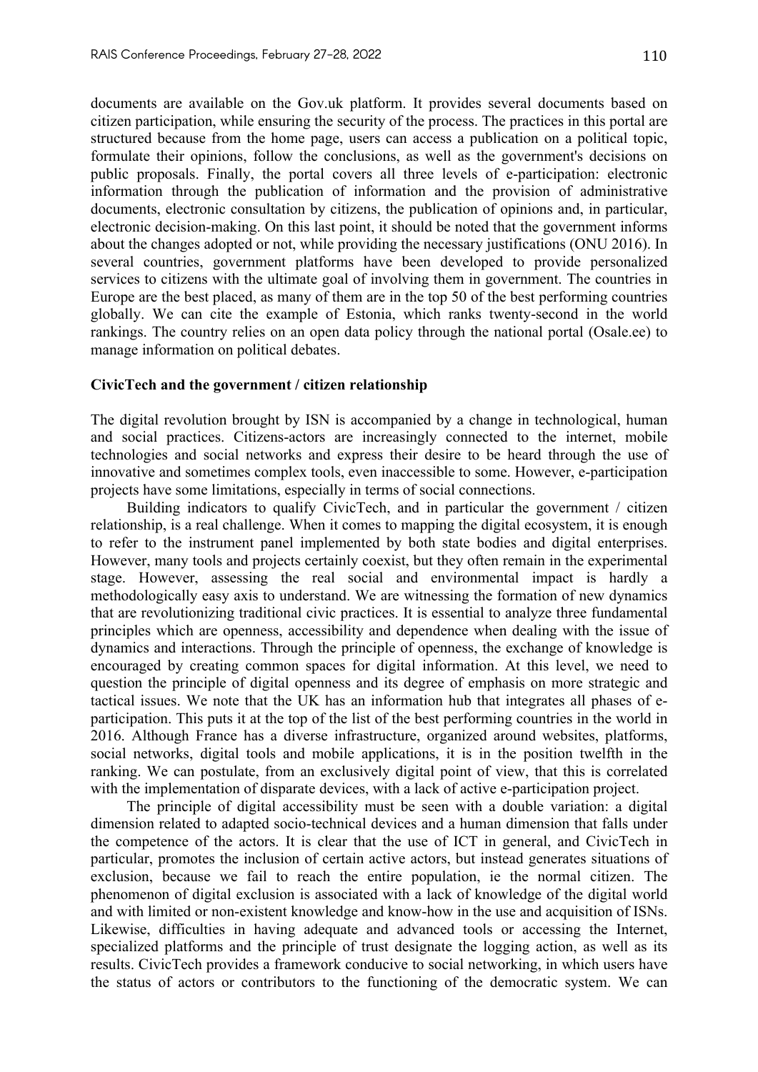documents are available on the Gov.uk platform. It provides several documents based on citizen participation, while ensuring the security of the process. The practices in this portal are structured because from the home page, users can access a publication on a political topic, formulate their opinions, follow the conclusions, as well as the government's decisions on public proposals. Finally, the portal covers all three levels of e-participation: electronic information through the publication of information and the provision of administrative documents, electronic consultation by citizens, the publication of opinions and, in particular, electronic decision-making. On this last point, it should be noted that the government informs about the changes adopted or not, while providing the necessary justifications (ONU 2016). In several countries, government platforms have been developed to provide personalized services to citizens with the ultimate goal of involving them in government. The countries in Europe are the best placed, as many of them are in the top 50 of the best performing countries globally. We can cite the example of Estonia, which ranks twenty-second in the world rankings. The country relies on an open data policy through the national portal (Osale.ee) to manage information on political debates.

**CivicTech and the government / citizen relationship**

The digital revolution brought by ISN is accompanied by a change in technological, human and social practices. Citizens-actors are increasingly connected to the internet, mobile technologies and social networks and express their desire to be heard through the use of innovative and sometimes complex tools, even inaccessible to some. However, e-participation projects have some limitations, especially in terms of social connections.

Building indicators to qualify CivicTech, and in particular the government / citizen relationship, is a real challenge. When it comes to mapping the digital ecosystem, it is enough to refer to the instrument panel implemented by both state bodies and digital enterprises. However, many tools and projects certainly coexist, but they often remain in the experimental stage. However, assessing the real social and environmental impact is hardly a methodologically easy axis to understand. We are witnessing the formation of new dynamics that are revolutionizing traditional civic practices. It is essential to analyze three fundamental principles which are openness, accessibility and dependence when dealing with the issue of dynamics and interactions. Through the principle of openness, the exchange of knowledge is encouraged by creating common spaces for digital information. At this level, we need to question the principle of digital openness and its degree of emphasis on more strategic and tactical issues. We note that the UK has an information hub that integrates all phases of e-participation. This puts it at the top of the list of the best performing countries in the world in 2016. Although France has a diverse infrastructure, organized around websites, platforms, social networks, digital tools and mobile applications, it is in the position twelfth in the ranking. We can postulate, from an exclusively digital point of view, that this is correlated with the implementation of disparate devices, with a lack of active e-participation project.

The principle of digital accessibility must be seen with a double variation: a digital dimension related to adapted socio-technical devices and a human dimension that falls under the competence of the actors. It is clear that the use of ICT in general, and CivicTech in particular, promotes the inclusion of certain active actors, but instead generates situations of exclusion, because we fail to reach the entire population, ie the normal citizen. The phenomenon of digital exclusion is associated with a lack of knowledge of the digital world and with limited or non-existent knowledge and know-how in the use and acquisition of ISNs. Likewise, difficulties in having adequate and advanced tools or accessing the Internet, specialized platforms and the principle of trust designate the logging action, as well as its results. CivicTech provides a framework conducive to social networking, in which users have the status of actors or contributors to the functioning of the democratic system. We can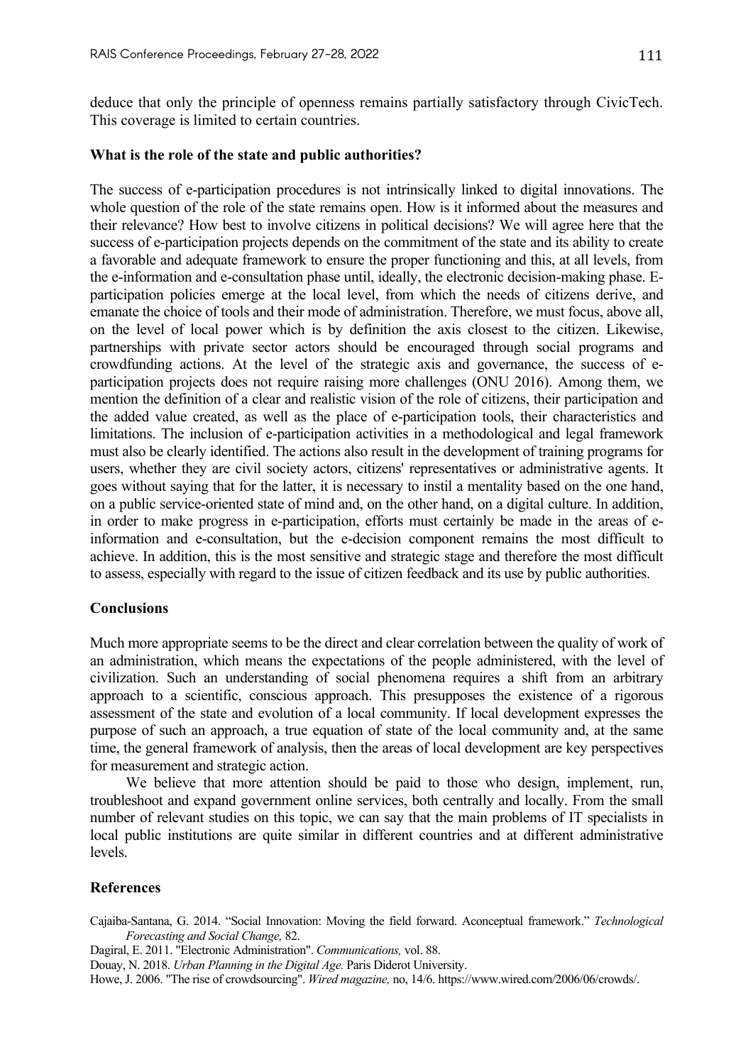deduce that only the principle of openness remains partially satisfactory through CivicTech. This coverage is limited to certain countries.

**What is the role of the state and public authorities?**

The success of e-participation procedures is not intrinsically linked to digital innovations. The whole question of the role of the state remains open. How is it informed about the measures and their relevance? How best to involve citizens in political decisions? We will agree here that the success of e-participation projects depends on the commitment of the state and its ability to create a favorable and adequate framework to ensure the proper functioning and this, at all levels, from the e-information and e-consultation phase until, ideally, the electronic decision-making phase. E-participation policies emerge at the local level, from which the needs of citizens derive, and emanate the choice of tools and their mode of administration. Therefore, we must focus, above all, on the level of local power which is by definition the axis closest to the citizen. Likewise, partnerships with private sector actors should be encouraged through social programs and crowdfunding actions. At the level of the strategic axis and governance, the success of e-participation projects does not require raising more challenges (ONU 2016). Among them, we mention the definition of a clear and realistic vision of the role of citizens, their participation and the added value created, as well as the place of e-participation tools, their characteristics and limitations. The inclusion of e-participation activities in a methodological and legal framework must also be clearly identified. The actions also result in the development of training programs for users, whether they are civil society actors, citizens' representatives or administrative agents. It goes without saying that for the latter, it is necessary to instil a mentality based on the one hand, on a public service-oriented state of mind and, on the other hand, on a digital culture. In addition, in order to make progress in e-participation, efforts must certainly be made in the areas of e-information and e-consultation, but the e-decision component remains the most difficult to achieve. In addition, this is the most sensitive and strategic stage and therefore the most difficult to assess, especially with regard to the issue of citizen feedback and its use by public authorities.

**Conclusions**

Much more appropriate seems to be the direct and clear correlation between the quality of work of an administration, which means the expectations of the people administered, with the level of civilization. Such an understanding of social phenomena requires a shift from an arbitrary approach to a scientific, conscious approach. This presupposes the existence of a rigorous assessment of the state and evolution of a local community. If local development expresses the purpose of such an approach, a true equation of state of the local community and, at the same time, the general framework of analysis, then the areas of local development are key perspectives for measurement and strategic action.

We believe that more attention should be paid to those who design, implement, run, troubleshoot and expand government online services, both centrally and locally. From the small number of relevant studies on this topic, we can say that the main problems of IT specialists in local public institutions are quite similar in different countries and at different administrative levels.

**References**

Cajaiba-Santana, G. 2014. "Social Innovation: Moving the field forward. Aconceptual framework." *Technological Forecasting and Social Change,* 82.

Dagiral, E. 2011. "Electronic Administration". *Communications,* vol. 88.

Douay, N. 2018. *Urban Planning in the Digital Age.* Paris Diderot University.

Howe, J. 2006. "The rise of crowdsourcing". *Wired magazine,* no, 14/6. https://www.wired.com/2006/06/crowds/.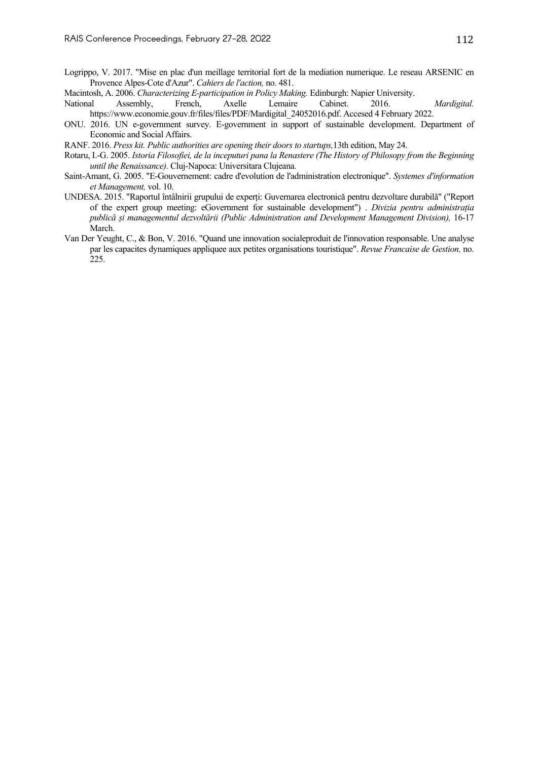Logrippo, V. 2017. "Mise en plac d'un meillage territorial fort de la mediation numerique. Le reseau ARSENIC en Provence Alpes-Cote d'Azur". *Cahiers de l'action,* no. 481.

Macintosh, A. 2006. *Characterizing E-participation in Policy Making.* Edinburgh: Napier University.

National Assembly, French, Axelle Lemaire Cabinet. 2016. *Mardigital.* https://www.economie.gouv.fr/files/files/PDF/Mardigital_24052016.pdf. Accesed 4 February 2022.

ONU. 2016. UN e-government survey. E-government in support of sustainable development. Department of Economic and Social Affairs.

RANF. 2016. *Press kit. Public authorities are opening their doors to startups,*13th edition, May 24.

Rotaru, I.-G. 2005. *Istoria Filosofiei, de la inceputuri pana la Renastere (The History of Philosopy from the Beginning until the Renaissance).* Cluj-Napoca: Universitara Clujeana.

Saint-Amant, G. 2005. "E-Gouvernement: cadre d'evolution de l'administration electronique". *Systemes d'information et Management,* vol. 10.

UNDESA. 2015. "Raportul întâlnirii grupului de experți: Guvernarea electronică pentru dezvoltare durabilă" ("Report of the expert group meeting: eGovernment for sustainable development") . *Divizia pentru administrația publică și managementul dezvoltării (Public Administration and Development Management Division),* 16-17 March.

Van Der Yeught, C., & Bon, V. 2016. "Quand une innovation socialeproduit de l'innovation responsable. Une analyse par les capacites dynamiques appliquee aux petites organisations touristique". *Revue Francaise de Gestion,* no. 225.